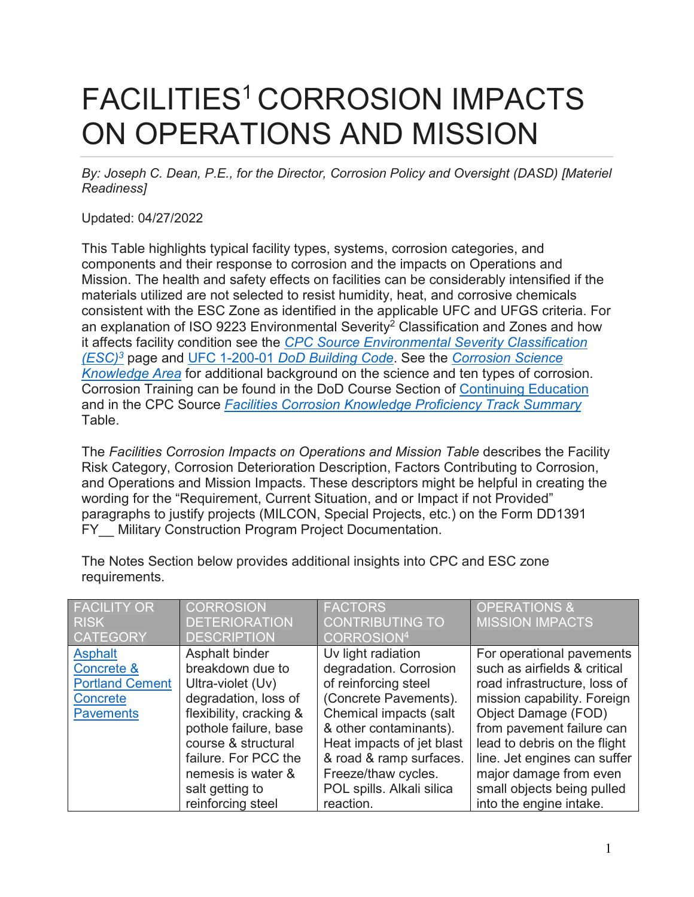# FACILITIES[1] CORROSION IMPACTS ON OPERATIONS AND MISSION

*By: Joseph C. Dean, P.E., for the Director, Corrosion Policy and Oversight (DASD) [Materiel Readiness]*

Updated: 04/27/2022

This Table highlights typical facility types, systems, corrosion categories, and components and their response to corrosion and the impacts on Operations and Mission. The health and safety effects on facilities can be considerably intensified if the materials utilized are not selected to resist humidity, heat, and corrosive chemicals consistent with the ESC Zone as identified in the applicable UFC and UFGS criteria. For an explanation of ISO 9223 Environmental Severity[2] Classification and Zones and how it affects facility condition see the *CPC Source Environmental Severity Classification (ESC)[3]* page and UFC 1-200-01 *DoD Building Code*. See the *Corrosion Science Knowledge Area* for additional background on the science and ten types of corrosion. Corrosion Training can be found in the DoD Course Section of Continuing Education and in the CPC Source *Facilities Corrosion Knowledge Proficiency Track Summary* Table.

The *Facilities Corrosion Impacts on Operations and Mission Table* describes the Facility Risk Category, Corrosion Deterioration Description, Factors Contributing to Corrosion, and Operations and Mission Impacts. These descriptors might be helpful in creating the wording for the "Requirement, Current Situation, and or Impact if not Provided" paragraphs to justify projects (MILCON, Special Projects, etc.) on the Form DD1391 FY__ Military Construction Program Project Documentation.

The Notes Section below provides additional insights into CPC and ESC zone requirements.

| FACILITY OR RISK CATEGORY | CORROSION DETERIORATION DESCRIPTION | FACTORS CONTRIBUTING TO CORROSION[4] | OPERATIONS & MISSION IMPACTS |
|---|---|---|---|
| Asphalt Concrete & Portland Cement Concrete Pavements | Asphalt binder breakdown due to Ultra-violet (Uv) degradation, loss of flexibility, cracking & pothole failure, base course & structural failure. For PCC the nemesis is water & salt getting to reinforcing steel | Uv light radiation degradation. Corrosion of reinforcing steel (Concrete Pavements). Chemical impacts (salt & other contaminants). Heat impacts of jet blast & road & ramp surfaces. Freeze/thaw cycles. POL spills. Alkali silica reaction. | For operational pavements such as airfields & critical road infrastructure, loss of mission capability. Foreign Object Damage (FOD) from pavement failure can lead to debris on the flight line. Jet engines can suffer major damage from even small objects being pulled into the engine intake. |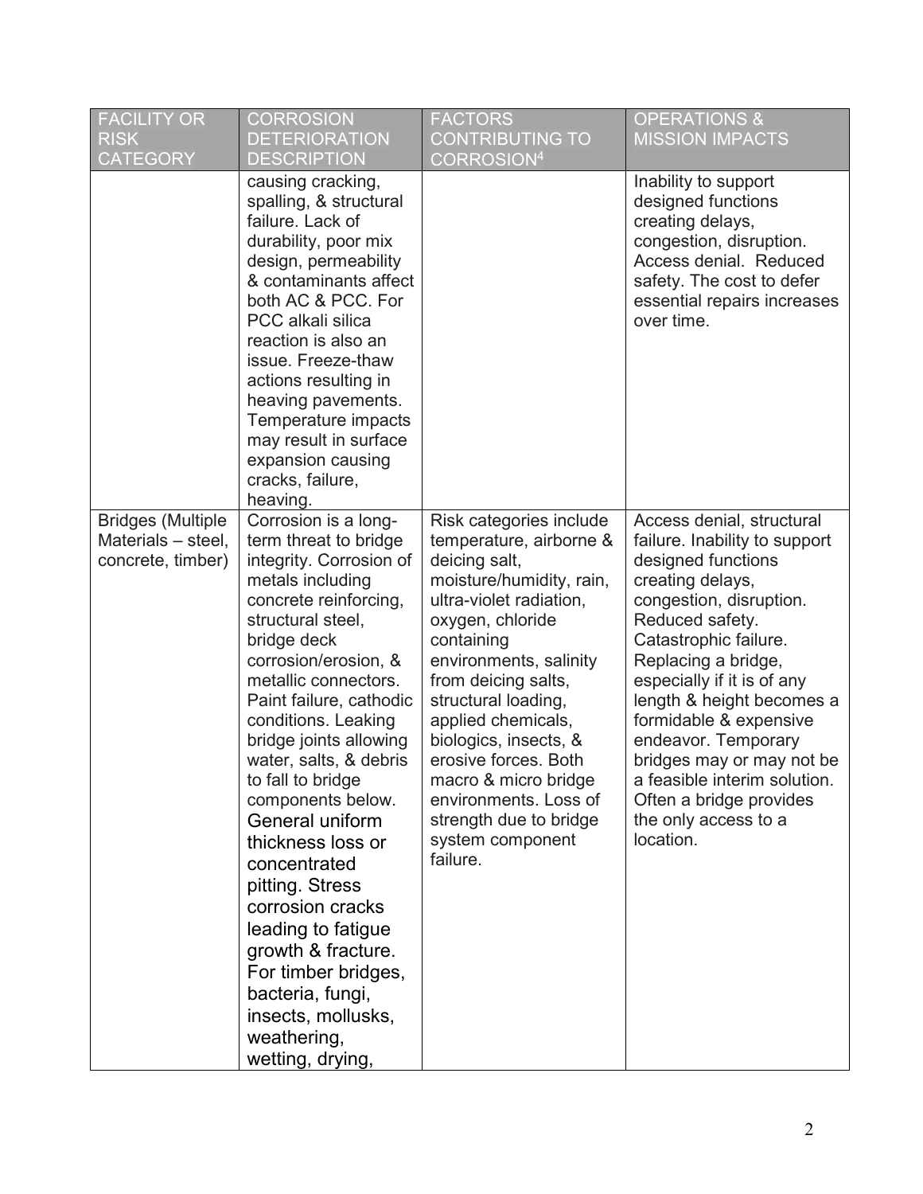| FACILITY OR RISK CATEGORY | CORROSION DETERIORATION DESCRIPTION | FACTORS CONTRIBUTING TO CORROSION[4] | OPERATIONS & MISSION IMPACTS |
|---|---|---|---|
| | causing cracking, spalling, & structural failure. Lack of durability, poor mix design, permeability & contaminants affect both AC & PCC. For PCC alkali silica reaction is also an issue. Freeze-thaw actions resulting in heaving pavements. Temperature impacts may result in surface expansion causing cracks, failure, heaving. | | Inability to support designed functions creating delays, congestion, disruption. Access denial. Reduced safety. The cost to defer essential repairs increases over time. |
| Bridges (Multiple Materials – steel, concrete, timber) | Corrosion is a long-term threat to bridge integrity. Corrosion of metals including concrete reinforcing, structural steel, bridge deck corrosion/erosion, & metallic connectors. Paint failure, cathodic conditions. Leaking bridge joints allowing water, salts, & debris to fall to bridge components below. General uniform thickness loss or concentrated pitting. Stress corrosion cracks leading to fatigue growth & fracture. For timber bridges, bacteria, fungi, insects, mollusks, weathering, wetting, drying, | Risk categories include temperature, airborne & deicing salt, moisture/humidity, rain, ultra-violet radiation, oxygen, chloride containing environments, salinity from deicing salts, structural loading, applied chemicals, biologics, insects, & erosive forces. Both macro & micro bridge environments. Loss of strength due to bridge system component failure. | Access denial, structural failure. Inability to support designed functions creating delays, congestion, disruption. Reduced safety. Catastrophic failure. Replacing a bridge, especially if it is of any length & height becomes a formidable & expensive endeavor. Temporary bridges may or may not be a feasible interim solution. Often a bridge provides the only access to a location. |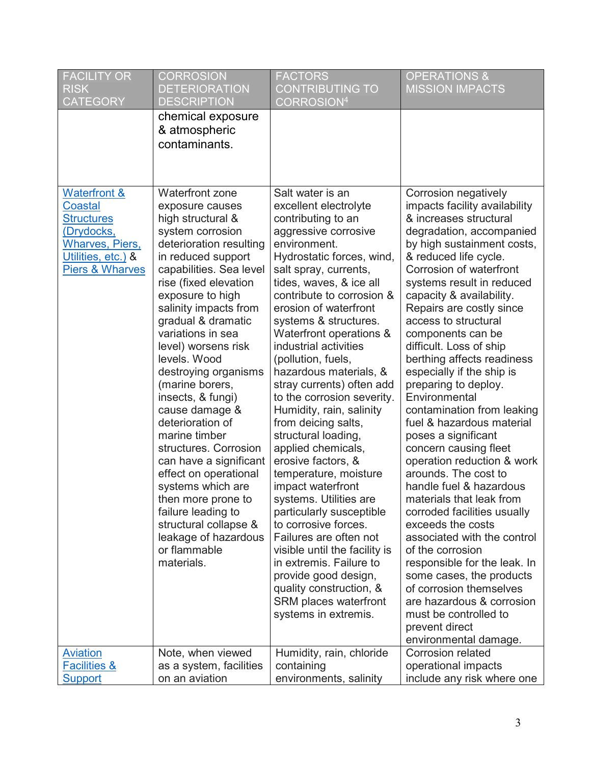| FACILITY OR RISK CATEGORY | CORROSION DETERIORATION DESCRIPTION | FACTORS CONTRIBUTING TO CORROSION[4] | OPERATIONS & MISSION IMPACTS |
|---|---|---|---|
| | chemical exposure & atmospheric contaminants. | | |
| Waterfront & Coastal Structures (Drydocks, Wharves, Piers, Utilities, etc.) & Piers & Wharves | Waterfront zone exposure causes high structural & system corrosion deterioration resulting in reduced support capabilities. Sea level rise (fixed elevation exposure to high salinity impacts from gradual & dramatic variations in sea level) worsens risk levels. Wood destroying organisms (marine borers, insects, & fungi) cause damage & deterioration of marine timber structures. Corrosion can have a significant effect on operational systems which are then more prone to failure leading to structural collapse & leakage of hazardous or flammable materials. | Salt water is an excellent electrolyte contributing to an aggressive corrosive environment. Hydrostatic forces, wind, salt spray, currents, tides, waves, & ice all contribute to corrosion & erosion of waterfront systems & structures. Waterfront operations & industrial activities (pollution, fuels, hazardous materials, & stray currents) often add to the corrosion severity. Humidity, rain, salinity from deicing salts, structural loading, applied chemicals, erosive factors, & temperature, moisture impact waterfront systems. Utilities are particularly susceptible to corrosive forces. Failures are often not visible until the facility is in extremis. Failure to provide good design, quality construction, & SRM places waterfront systems in extremis. | Corrosion negatively impacts facility availability & increases structural degradation, accompanied by high sustainment costs, & reduced life cycle. Corrosion of waterfront systems result in reduced capacity & availability. Repairs are costly since access to structural components can be difficult. Loss of ship berthing affects readiness especially if the ship is preparing to deploy. Environmental contamination from leaking fuel & hazardous material poses a significant concern causing fleet operation reduction & work arounds. The cost to handle fuel & hazardous materials that leak from corroded facilities usually exceeds the costs associated with the control of the corrosion responsible for the leak. In some cases, the products of corrosion themselves are hazardous & corrosion must be controlled to prevent direct environmental damage. |
| Aviation Facilities & Support | Note, when viewed as a system, facilities on an aviation | Humidity, rain, chloride containing environments, salinity | Corrosion related operational impacts include any risk where one |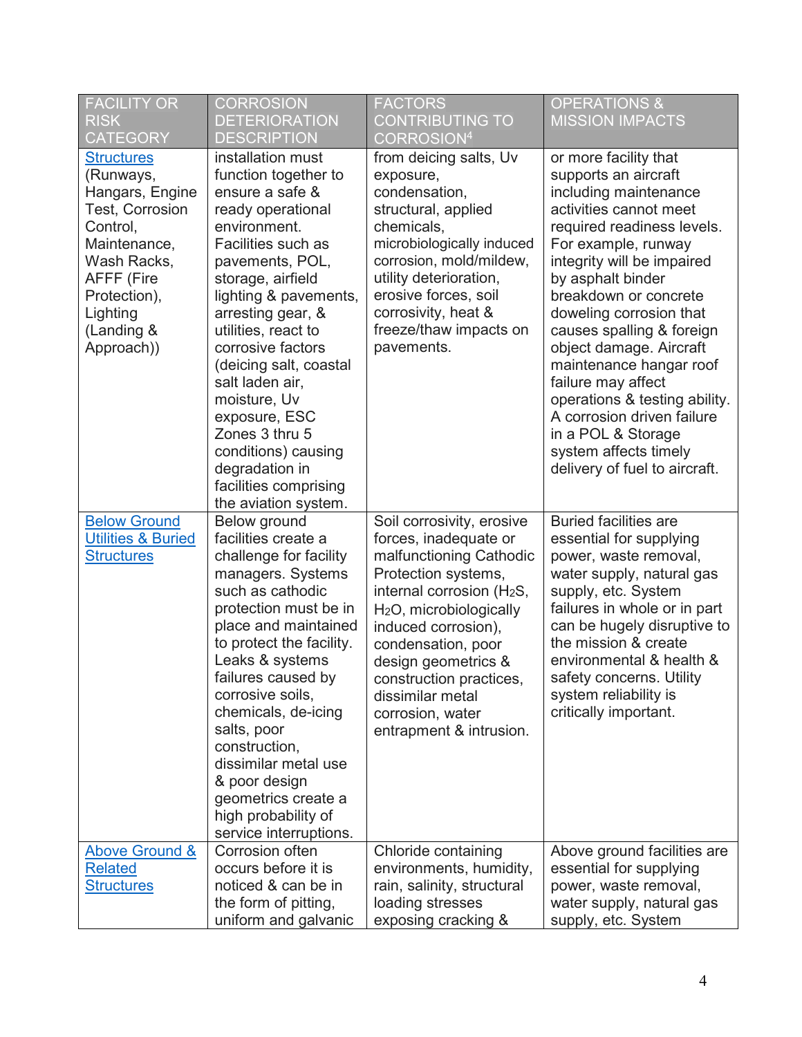| FACILITY OR RISK CATEGORY | CORROSION DETERIORATION DESCRIPTION | FACTORS CONTRIBUTING TO CORROSION[4] | OPERATIONS & MISSION IMPACTS |
|---|---|---|---|
| Structures (Runways, Hangars, Engine Test, Corrosion Control, Maintenance, Wash Racks, AFFF (Fire Protection), Lighting (Landing & Approach)) | installation must function together to ensure a safe & ready operational environment. Facilities such as pavements, POL, storage, airfield lighting & pavements, arresting gear, & utilities, react to corrosive factors (deicing salt, coastal salt laden air, moisture, Uv exposure, ESC Zones 3 thru 5 conditions) causing degradation in facilities comprising the aviation system. | from deicing salts, Uv exposure, condensation, structural, applied chemicals, microbiologically induced corrosion, mold/mildew, utility deterioration, erosive forces, soil corrosivity, heat & freeze/thaw impacts on pavements. | or more facility that supports an aircraft including maintenance activities cannot meet required readiness levels. For example, runway integrity will be impaired by asphalt binder breakdown or concrete doweling corrosion that causes spalling & foreign object damage. Aircraft maintenance hangar roof failure may affect operations & testing ability. A corrosion driven failure in a POL & Storage system affects timely delivery of fuel to aircraft. |
| Below Ground Utilities & Buried Structures | Below ground facilities create a challenge for facility managers. Systems such as cathodic protection must be in place and maintained to protect the facility. Leaks & systems failures caused by corrosive soils, chemicals, de-icing salts, poor construction, dissimilar metal use & poor design geometrics create a high probability of service interruptions. | Soil corrosivity, erosive forces, inadequate or malfunctioning Cathodic Protection systems, internal corrosion ($H_2S$, $H_2O$, microbiologically induced corrosion), condensation, poor design geometrics & construction practices, dissimilar metal corrosion, water entrapment & intrusion. | Buried facilities are essential for supplying power, waste removal, water supply, natural gas supply, etc. System failures in whole or in part can be hugely disruptive to the mission & create environmental & health & safety concerns. Utility system reliability is critically important. |
| Above Ground & Related Structures | Corrosion often occurs before it is noticed & can be in the form of pitting, uniform and galvanic | Chloride containing environments, humidity, rain, salinity, structural loading stresses exposing cracking & | Above ground facilities are essential for supplying power, waste removal, water supply, natural gas supply, etc. System |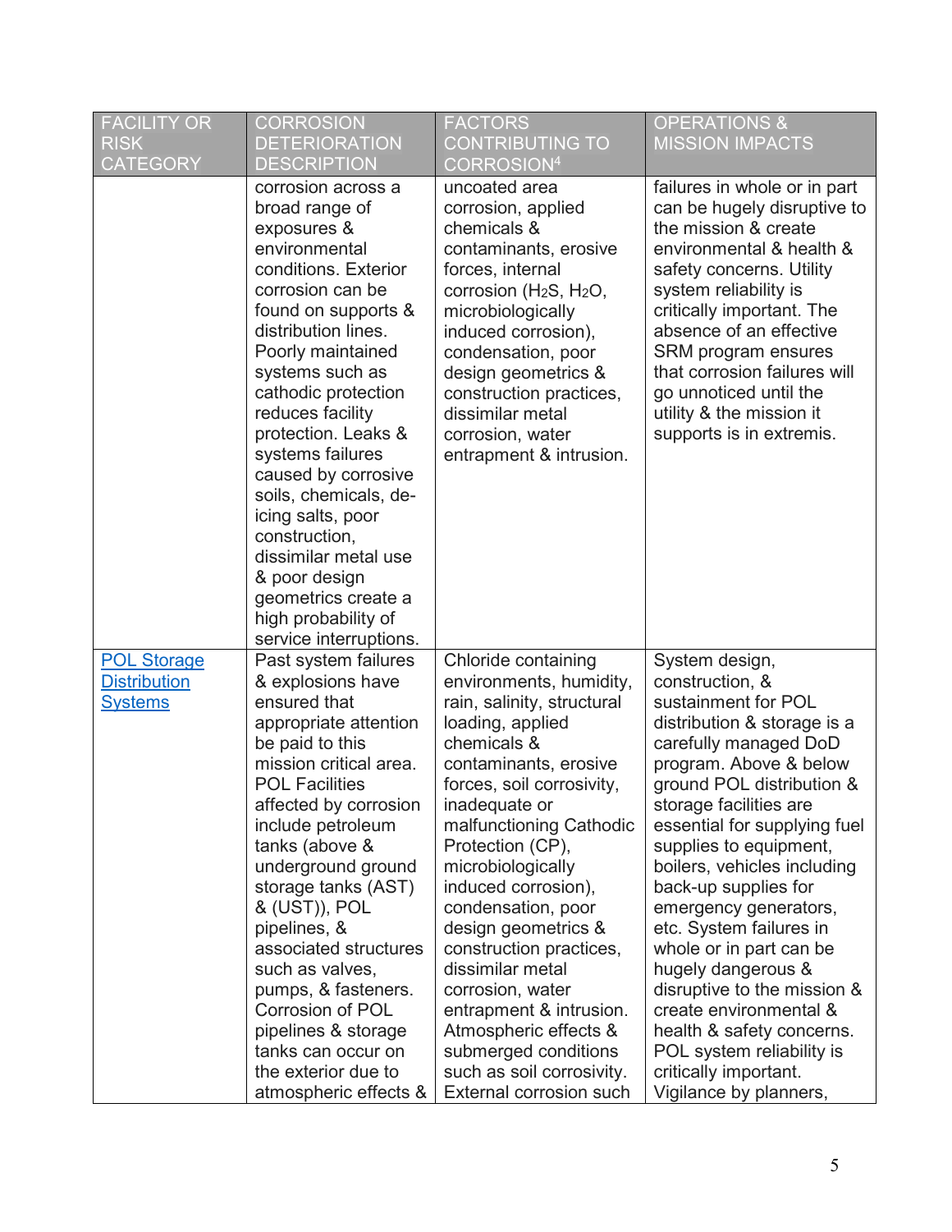| FACILITY OR RISK CATEGORY | CORROSION DETERIORATION DESCRIPTION | FACTORS CONTRIBUTING TO CORROSION[4] | OPERATIONS & MISSION IMPACTS |
|---|---|---|---|
| | corrosion across a broad range of exposures & environmental conditions. Exterior corrosion can be found on supports & distribution lines. Poorly maintained systems such as cathodic protection reduces facility protection. Leaks & systems failures caused by corrosive soils, chemicals, de-icing salts, poor construction, dissimilar metal use & poor design geometrics create a high probability of service interruptions. | uncoated area corrosion, applied chemicals & contaminants, erosive forces, internal corrosion ($H_2S$, $H_2O$, microbiologically induced corrosion), condensation, poor design geometrics & construction practices, dissimilar metal corrosion, water entrapment & intrusion. | failures in whole or in part can be hugely disruptive to the mission & create environmental & health & safety concerns. Utility system reliability is critically important. The absence of an effective SRM program ensures that corrosion failures will go unnoticed until the utility & the mission it supports is in extremis. |
| POL Storage Distribution Systems | Past system failures & explosions have ensured that appropriate attention be paid to this mission critical area. POL Facilities affected by corrosion include petroleum tanks (above & underground ground storage tanks (AST) & (UST)), POL pipelines, & associated structures such as valves, pumps, & fasteners. Corrosion of POL pipelines & storage tanks can occur on the exterior due to atmospheric effects & | Chloride containing environments, humidity, rain, salinity, structural loading, applied chemicals & contaminants, erosive forces, soil corrosivity, inadequate or malfunctioning Cathodic Protection (CP), microbiologically induced corrosion), condensation, poor design geometrics & construction practices, dissimilar metal corrosion, water entrapment & intrusion. Atmospheric effects & submerged conditions such as soil corrosivity. External corrosion such | System design, construction, & sustainment for POL distribution & storage is a carefully managed DoD program. Above & below ground POL distribution & storage facilities are essential for supplying fuel supplies to equipment, boilers, vehicles including back-up supplies for emergency generators, etc. System failures in whole or in part can be hugely dangerous & disruptive to the mission & create environmental & health & safety concerns. POL system reliability is critically important. Vigilance by planners, |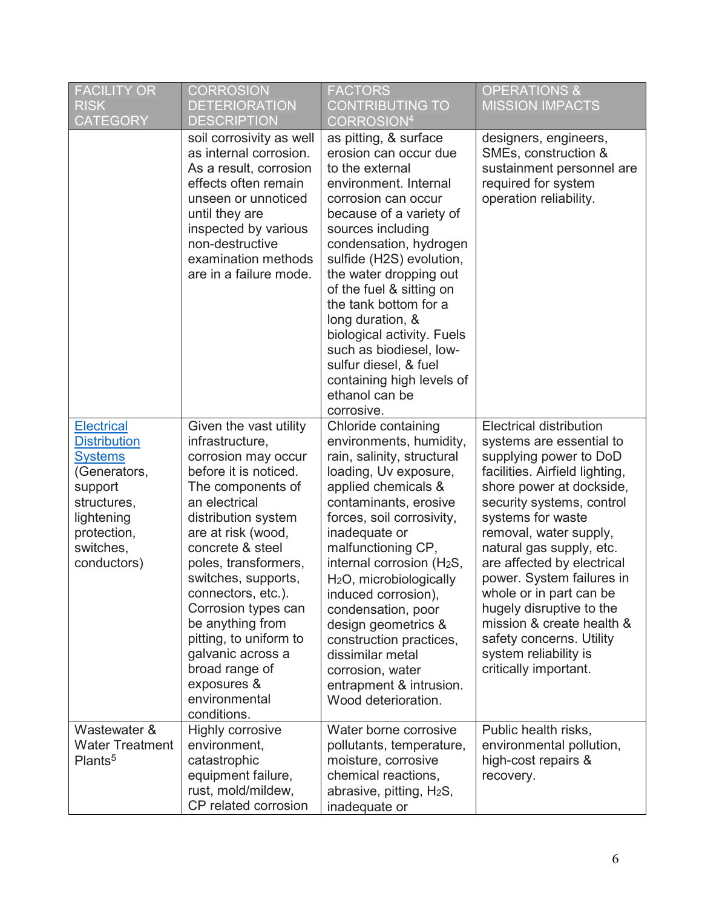| FACILITY OR RISK CATEGORY | CORROSION DETERIORATION DESCRIPTION | FACTORS CONTRIBUTING TO CORROSION[4] | OPERATIONS & MISSION IMPACTS |
|---|---|---|---|
| | soil corrosivity as well as internal corrosion. As a result, corrosion effects often remain unseen or unnoticed until they are inspected by various non-destructive examination methods are in a failure mode. | as pitting, & surface erosion can occur due to the external environment. Internal corrosion can occur because of a variety of sources including condensation, hydrogen sulfide (H2S) evolution, the water dropping out of the fuel & sitting on the tank bottom for a long duration, & biological activity. Fuels such as biodiesel, low-sulfur diesel, & fuel containing high levels of ethanol can be corrosive. | designers, engineers, SMEs, construction & sustainment personnel are required for system operation reliability. |
| Electrical Distribution Systems (Generators, support structures, lightening protection, switches, conductors) | Given the vast utility infrastructure, corrosion may occur before it is noticed. The components of an electrical distribution system are at risk (wood, concrete & steel poles, transformers, switches, supports, connectors, etc.). Corrosion types can be anything from pitting, to uniform to galvanic across a broad range of exposures & environmental conditions. | Chloride containing environments, humidity, rain, salinity, structural loading, Uv exposure, applied chemicals & contaminants, erosive forces, soil corrosivity, inadequate or malfunctioning CP, internal corrosion ($H_2S$, $H_2O$, microbiologically induced corrosion), condensation, poor design geometrics & construction practices, dissimilar metal corrosion, water entrapment & intrusion. Wood deterioration. | Electrical distribution systems are essential to supplying power to DoD facilities. Airfield lighting, shore power at dockside, security systems, control systems for waste removal, water supply, natural gas supply, etc. are affected by electrical power. System failures in whole or in part can be hugely disruptive to the mission & create health & safety concerns. Utility system reliability is critically important. |
| Wastewater & Water Treatment Plants[5] | Highly corrosive environment, catastrophic equipment failure, rust, mold/mildew, CP related corrosion | Water borne corrosive pollutants, temperature, moisture, corrosive chemical reactions, abrasive, pitting, $H_2S$, inadequate or | Public health risks, environmental pollution, high-cost repairs & recovery. |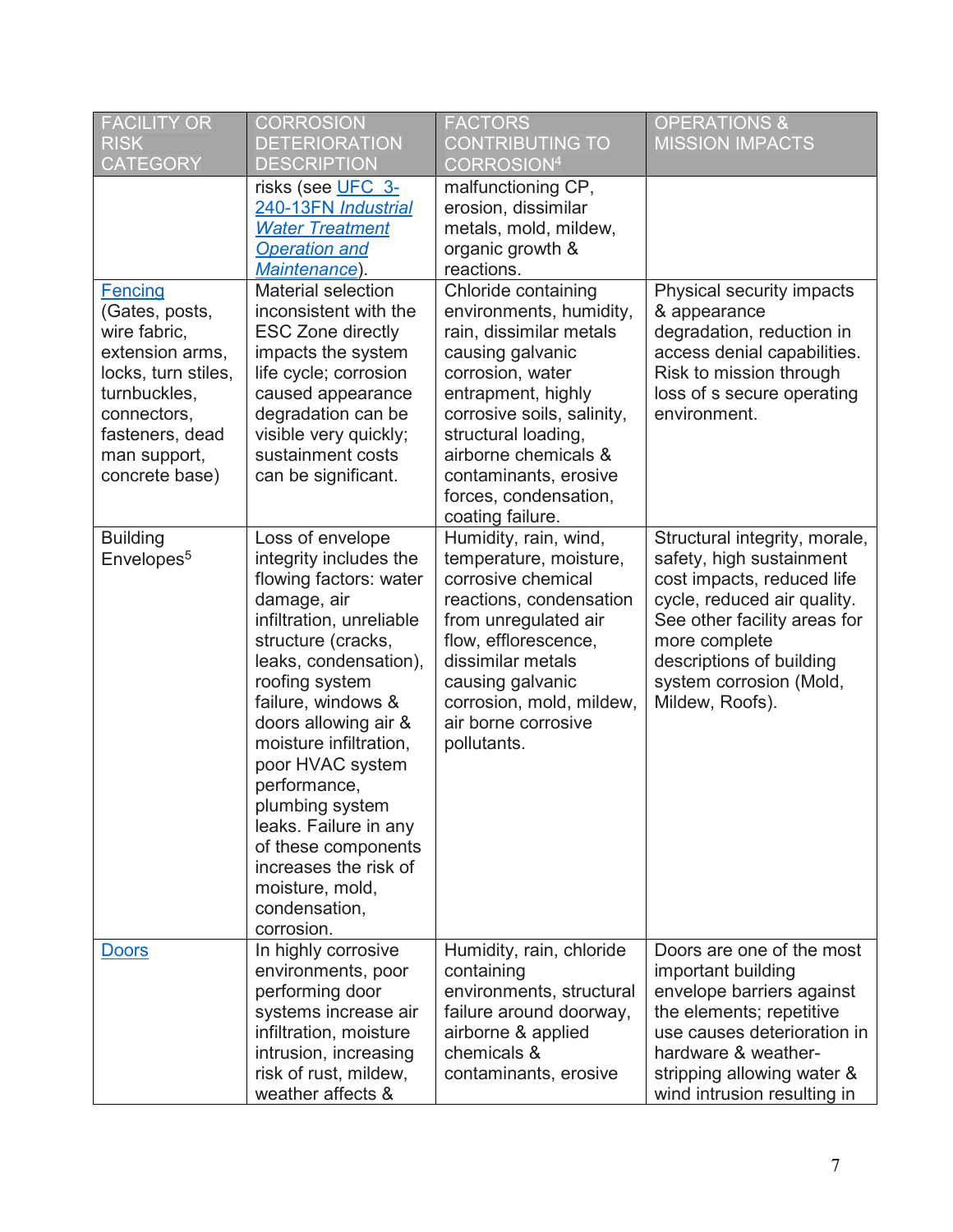| FACILITY OR RISK CATEGORY | CORROSION DETERIORATION DESCRIPTION | FACTORS CONTRIBUTING TO CORROSION[4] | OPERATIONS & MISSION IMPACTS |
|---|---|---|---|
| | risks (see UFC 3-240-13FN *Industrial Water Treatment Operation and Maintenance*). | malfunctioning CP, erosion, dissimilar metals, mold, mildew, organic growth & reactions. | |
| Fencing (Gates, posts, wire fabric, extension arms, locks, turn stiles, turnbuckles, connectors, fasteners, dead man support, concrete base) | Material selection inconsistent with the ESC Zone directly impacts the system life cycle; corrosion caused appearance degradation can be visible very quickly; sustainment costs can be significant. | Chloride containing environments, humidity, rain, dissimilar metals causing galvanic corrosion, water entrapment, highly corrosive soils, salinity, structural loading, airborne chemicals & contaminants, erosive forces, condensation, coating failure. | Physical security impacts & appearance degradation, reduction in access denial capabilities. Risk to mission through loss of s secure operating environment. |
| Building Envelopes[5] | Loss of envelope integrity includes the flowing factors: water damage, air infiltration, unreliable structure (cracks, leaks, condensation), roofing system failure, windows & doors allowing air & moisture infiltration, poor HVAC system performance, plumbing system leaks. Failure in any of these components increases the risk of moisture, mold, condensation, corrosion. | Humidity, rain, wind, temperature, moisture, corrosive chemical reactions, condensation from unregulated air flow, efflorescence, dissimilar metals causing galvanic corrosion, mold, mildew, air borne corrosive pollutants. | Structural integrity, morale, safety, high sustainment cost impacts, reduced life cycle, reduced air quality. See other facility areas for more complete descriptions of building system corrosion (Mold, Mildew, Roofs). |
| Doors | In highly corrosive environments, poor performing door systems increase air infiltration, moisture intrusion, increasing risk of rust, mildew, weather affects & | Humidity, rain, chloride containing environments, structural failure around doorway, airborne & applied chemicals & contaminants, erosive | Doors are one of the most important building envelope barriers against the elements; repetitive use causes deterioration in hardware & weather-stripping allowing water & wind intrusion resulting in |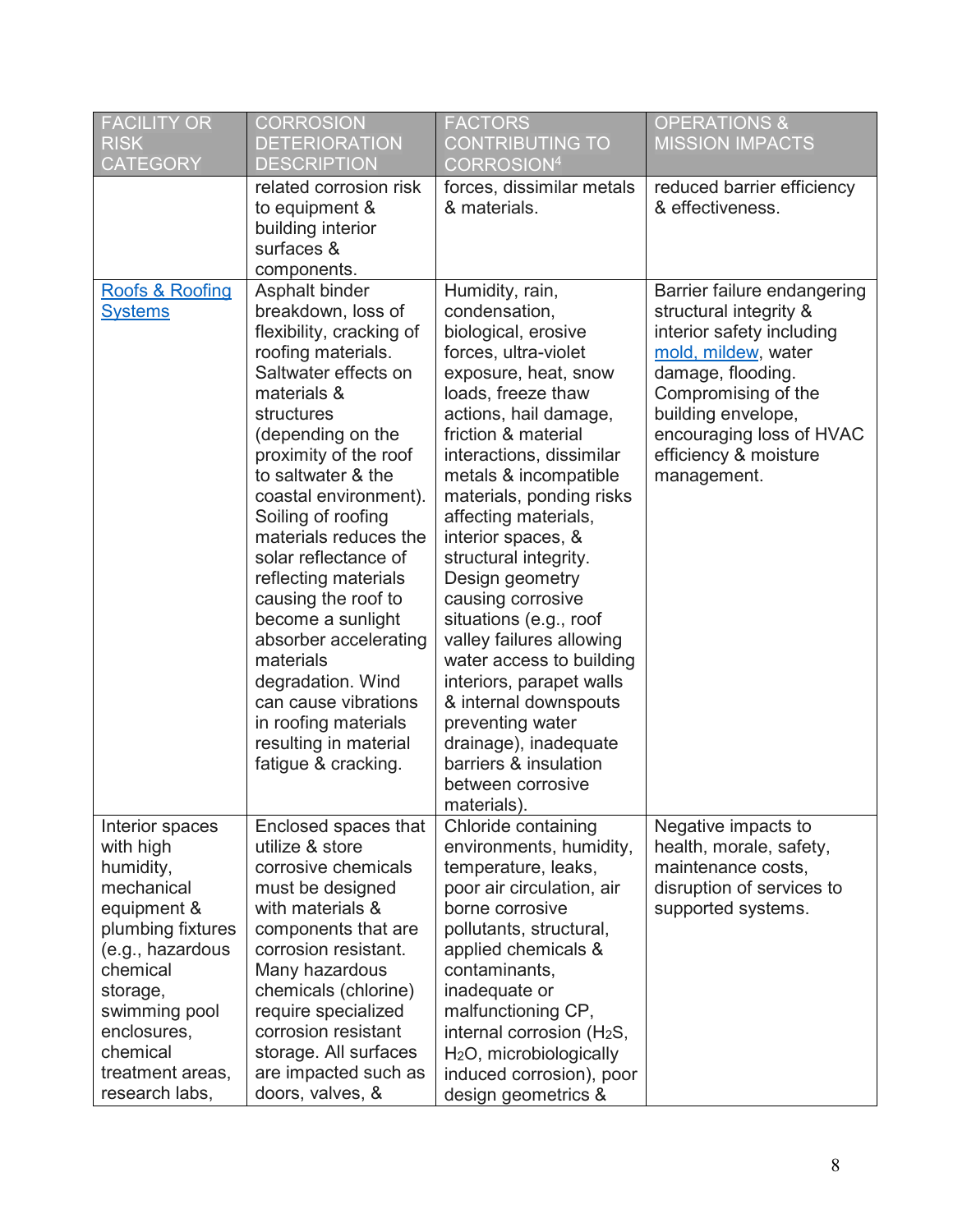| FACILITY OR RISK CATEGORY | CORROSION DETERIORATION DESCRIPTION | FACTORS CONTRIBUTING TO CORROSION[4] | OPERATIONS & MISSION IMPACTS |
|---|---|---|---|
| | related corrosion risk to equipment & building interior surfaces & components. | forces, dissimilar metals & materials. | reduced barrier efficiency & effectiveness. |
| [Roofs & Roofing Systems]() | Asphalt binder breakdown, loss of flexibility, cracking of roofing materials. Saltwater effects on materials & structures (depending on the proximity of the roof to saltwater & the coastal environment). Soiling of roofing materials reduces the solar reflectance of reflecting materials causing the roof to become a sunlight absorber accelerating materials degradation. Wind can cause vibrations in roofing materials resulting in material fatigue & cracking. | Humidity, rain, condensation, biological, erosive forces, ultra-violet exposure, heat, snow loads, freeze thaw actions, hail damage, friction & material interactions, dissimilar metals & incompatible materials, ponding risks affecting materials, interior spaces, & structural integrity. Design geometry causing corrosive situations (e.g., roof valley failures allowing water access to building interiors, parapet walls & internal downspouts preventing water drainage), inadequate barriers & insulation between corrosive materials). | Barrier failure endangering structural integrity & interior safety including [mold, mildew](), water damage, flooding. Compromising of the building envelope, encouraging loss of HVAC efficiency & moisture management. |
| Interior spaces with high humidity, mechanical equipment & plumbing fixtures (e.g., hazardous chemical storage, swimming pool enclosures, chemical treatment areas, research labs, | Enclosed spaces that utilize & store corrosive chemicals must be designed with materials & components that are corrosion resistant. Many hazardous chemicals (chlorine) require specialized corrosion resistant storage. All surfaces are impacted such as doors, valves, & | Chloride containing environments, humidity, temperature, leaks, poor air circulation, air borne corrosive pollutants, structural, applied chemicals & contaminants, inadequate or malfunctioning CP, internal corrosion ($H_2S$, $H_2O$, microbiologically induced corrosion), poor design geometrics & | Negative impacts to health, morale, safety, maintenance costs, disruption of services to supported systems. |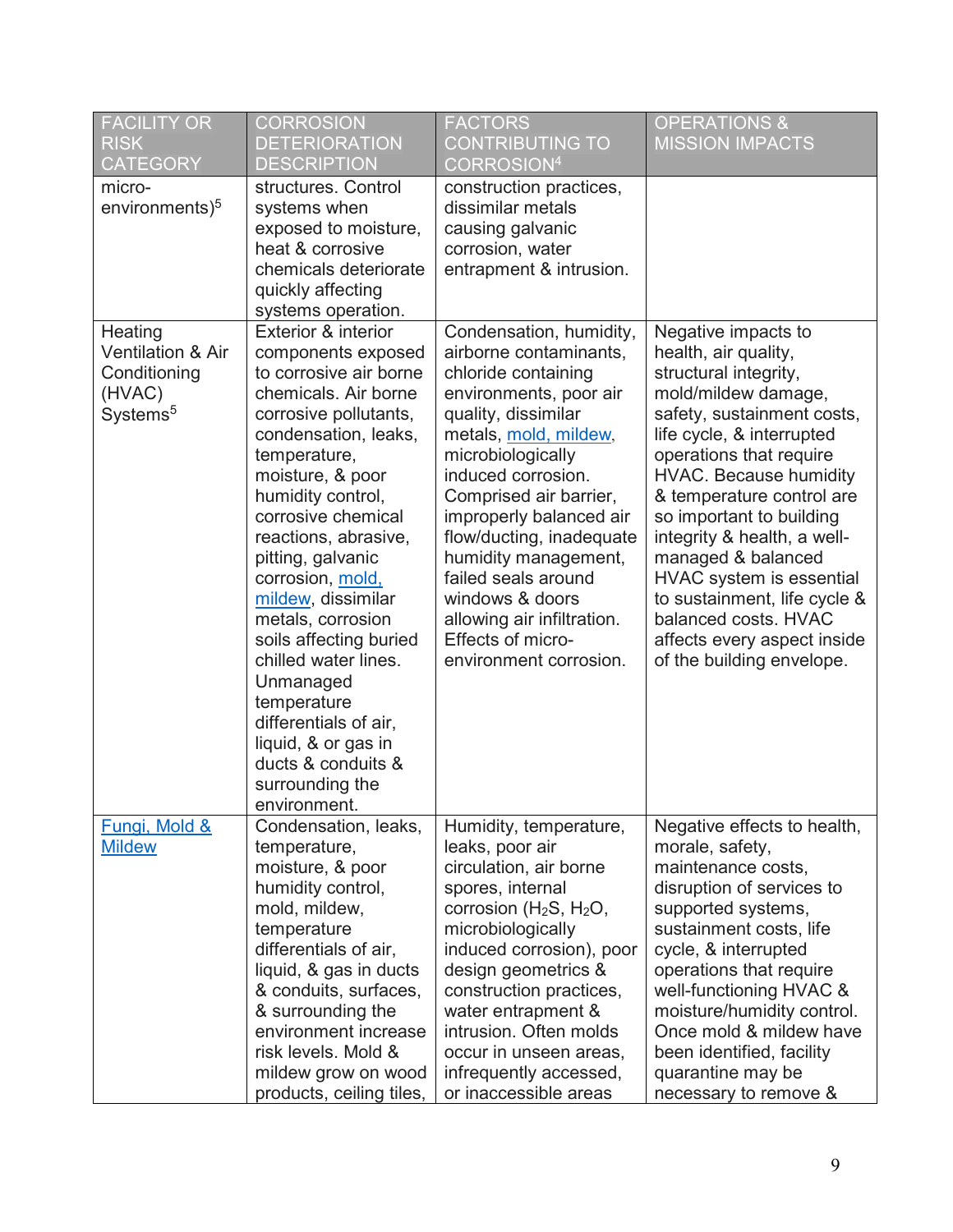| FACILITY OR RISK CATEGORY | CORROSION DETERIORATION DESCRIPTION | FACTORS CONTRIBUTING TO CORROSION[4] | OPERATIONS & MISSION IMPACTS |
|---|---|---|---|
| micro-environments)[5] | structures. Control systems when exposed to moisture, heat & corrosive chemicals deteriorate quickly affecting systems operation. | construction practices, dissimilar metals causing galvanic corrosion, water entrapment & intrusion. | |
| Heating Ventilation & Air Conditioning (HVAC) Systems[5] | Exterior & interior components exposed to corrosive air borne chemicals. Air borne corrosive pollutants, condensation, leaks, temperature, moisture, & poor humidity control, corrosive chemical reactions, abrasive, pitting, galvanic corrosion, mold, mildew, dissimilar metals, corrosion soils affecting buried chilled water lines. Unmanaged temperature differentials of air, liquid, & or gas in ducts & conduits & surrounding the environment. | Condensation, humidity, airborne contaminants, chloride containing environments, poor air quality, dissimilar metals, mold, mildew, microbiologically induced corrosion. Comprised air barrier, improperly balanced air flow/ducting, inadequate humidity management, failed seals around windows & doors allowing air infiltration. Effects of micro-environment corrosion. | Negative impacts to health, air quality, structural integrity, mold/mildew damage, safety, sustainment costs, life cycle, & interrupted operations that require HVAC. Because humidity & temperature control are so important to building integrity & health, a well-managed & balanced HVAC system is essential to sustainment, life cycle & balanced costs. HVAC affects every aspect inside of the building envelope. |
| Fungi, Mold & Mildew | Condensation, leaks, temperature, moisture, & poor humidity control, mold, mildew, temperature differentials of air, liquid, & gas in ducts & conduits, surfaces, & surrounding the environment increase risk levels. Mold & mildew grow on wood products, ceiling tiles, | Humidity, temperature, leaks, poor air circulation, air borne spores, internal corrosion ($H_2S$, $H_2O$, microbiologically induced corrosion), poor design geometrics & construction practices, water entrapment & intrusion. Often molds occur in unseen areas, infrequently accessed, or inaccessible areas | Negative effects to health, morale, safety, maintenance costs, disruption of services to supported systems, sustainment costs, life cycle, & interrupted operations that require well-functioning HVAC & moisture/humidity control. Once mold & mildew have been identified, facility quarantine may be necessary to remove & |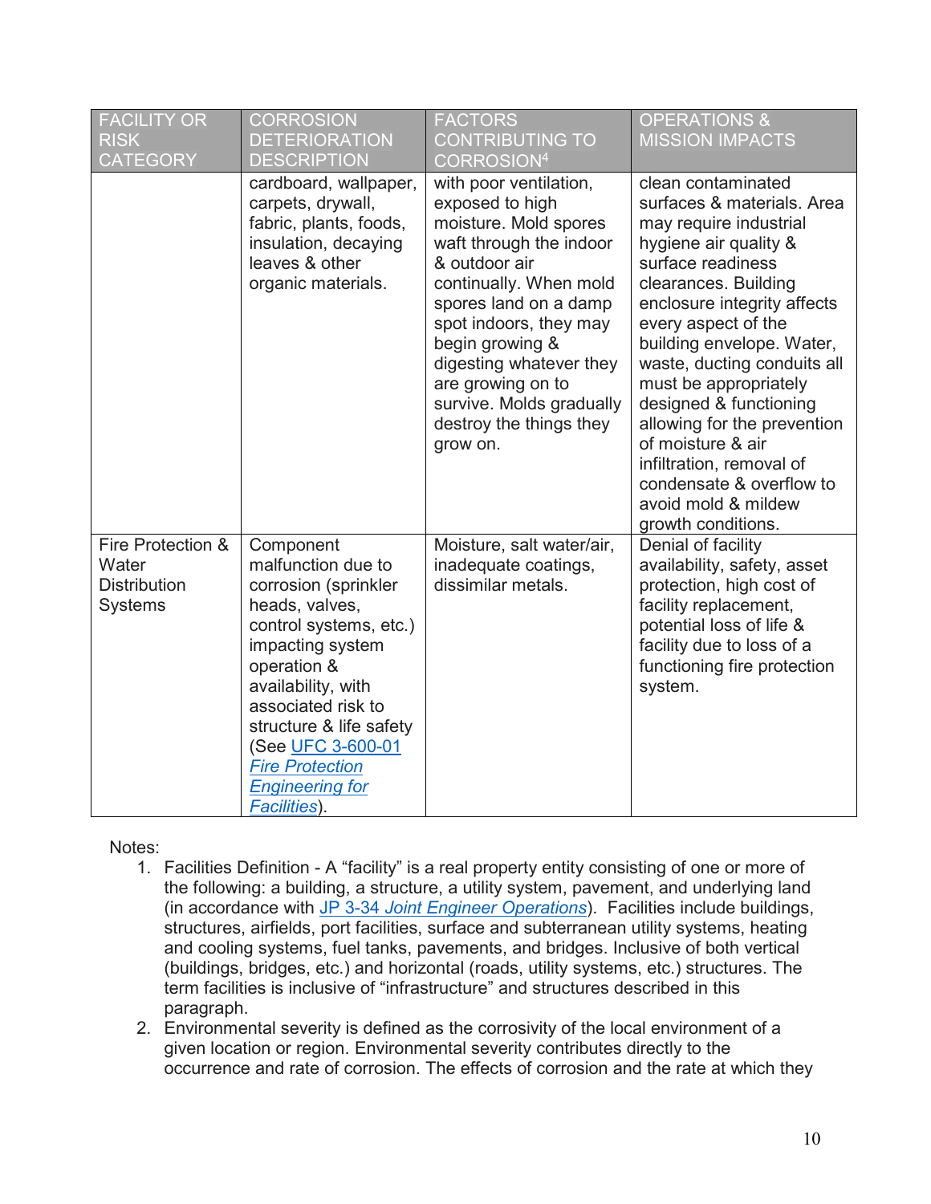| FACILITY OR RISK CATEGORY | CORROSION DETERIORATION DESCRIPTION | FACTORS CONTRIBUTING TO CORROSION[4] | OPERATIONS & MISSION IMPACTS |
|---|---|---|---|
| | cardboard, wallpaper, carpets, drywall, fabric, plants, foods, insulation, decaying leaves & other organic materials. | with poor ventilation, exposed to high moisture. Mold spores waft through the indoor & outdoor air continually. When mold spores land on a damp spot indoors, they may begin growing & digesting whatever they are growing on to survive. Molds gradually destroy the things they grow on. | clean contaminated surfaces & materials. Area may require industrial hygiene air quality & surface readiness clearances. Building enclosure integrity affects every aspect of the building envelope. Water, waste, ducting conduits all must be appropriately designed & functioning allowing for the prevention of moisture & air infiltration, removal of condensate & overflow to avoid mold & mildew growth conditions. |
| Fire Protection & Water Distribution Systems | Component malfunction due to corrosion (sprinkler heads, valves, control systems, etc.) impacting system operation & availability, with associated risk to structure & life safety (See [UFC 3-600-01 *Fire Protection Engineering for Facilities*]). | Moisture, salt water/air, inadequate coatings, dissimilar metals. | Denial of facility availability, safety, asset protection, high cost of facility replacement, potential loss of life & facility due to loss of a functioning fire protection system. |

Notes:

1. Facilities Definition - A "facility" is a real property entity consisting of one or more of the following: a building, a structure, a utility system, pavement, and underlying land (in accordance with [JP 3-34 *Joint Engineer Operations*]). Facilities include buildings, structures, airfields, port facilities, surface and subterranean utility systems, heating and cooling systems, fuel tanks, pavements, and bridges. Inclusive of both vertical (buildings, bridges, etc.) and horizontal (roads, utility systems, etc.) structures. The term facilities is inclusive of "infrastructure" and structures described in this paragraph.
2. Environmental severity is defined as the corrosivity of the local environment of a given location or region. Environmental severity contributes directly to the occurrence and rate of corrosion. The effects of corrosion and the rate at which they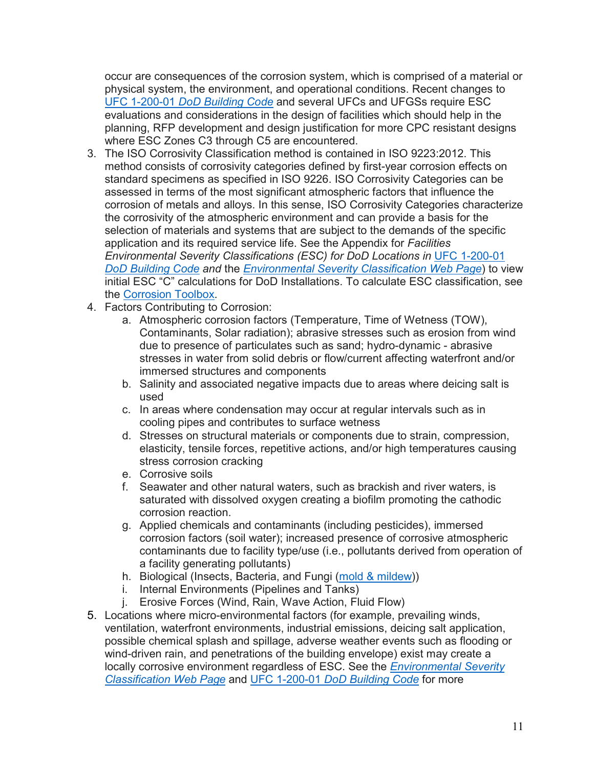occur are consequences of the corrosion system, which is comprised of a material or physical system, the environment, and operational conditions. Recent changes to UFC 1-200-01 *DoD Building Code* and several UFCs and UFGSs require ESC evaluations and considerations in the design of facilities which should help in the planning, RFP development and design justification for more CPC resistant designs where ESC Zones C3 through C5 are encountered.

3. The ISO Corrosivity Classification method is contained in ISO 9223:2012. This method consists of corrosivity categories defined by first-year corrosion effects on standard specimens as specified in ISO 9226. ISO Corrosivity Categories can be assessed in terms of the most significant atmospheric factors that influence the corrosion of metals and alloys. In this sense, ISO Corrosivity Categories characterize the corrosivity of the atmospheric environment and can provide a basis for the selection of materials and systems that are subject to the demands of the specific application and its required service life. See the Appendix for *Facilities Environmental Severity Classifications (ESC) for DoD Locations in* UFC 1-200-01 *DoD Building Code and* the *Environmental Severity Classification Web Page*) to view initial ESC "C" calculations for DoD Installations. To calculate ESC classification, see the Corrosion Toolbox.
4. Factors Contributing to Corrosion:
   a. Atmospheric corrosion factors (Temperature, Time of Wetness (TOW), Contaminants, Solar radiation); abrasive stresses such as erosion from wind due to presence of particulates such as sand; hydro-dynamic - abrasive stresses in water from solid debris or flow/current affecting waterfront and/or immersed structures and components
   b. Salinity and associated negative impacts due to areas where deicing salt is used
   c. In areas where condensation may occur at regular intervals such as in cooling pipes and contributes to surface wetness
   d. Stresses on structural materials or components due to strain, compression, elasticity, tensile forces, repetitive actions, and/or high temperatures causing stress corrosion cracking
   e. Corrosive soils
   f. Seawater and other natural waters, such as brackish and river waters, is saturated with dissolved oxygen creating a biofilm promoting the cathodic corrosion reaction.
   g. Applied chemicals and contaminants (including pesticides), immersed corrosion factors (soil water); increased presence of corrosive atmospheric contaminants due to facility type/use (i.e., pollutants derived from operation of a facility generating pollutants)
   h. Biological (Insects, Bacteria, and Fungi (mold & mildew))
   i. Internal Environments (Pipelines and Tanks)
   j. Erosive Forces (Wind, Rain, Wave Action, Fluid Flow)
5. Locations where micro-environmental factors (for example, prevailing winds, ventilation, waterfront environments, industrial emissions, deicing salt application, possible chemical splash and spillage, adverse weather events such as flooding or wind-driven rain, and penetrations of the building envelope) exist may create a locally corrosive environment regardless of ESC. See the *Environmental Severity Classification Web Page* and UFC 1-200-01 *DoD Building Code* for more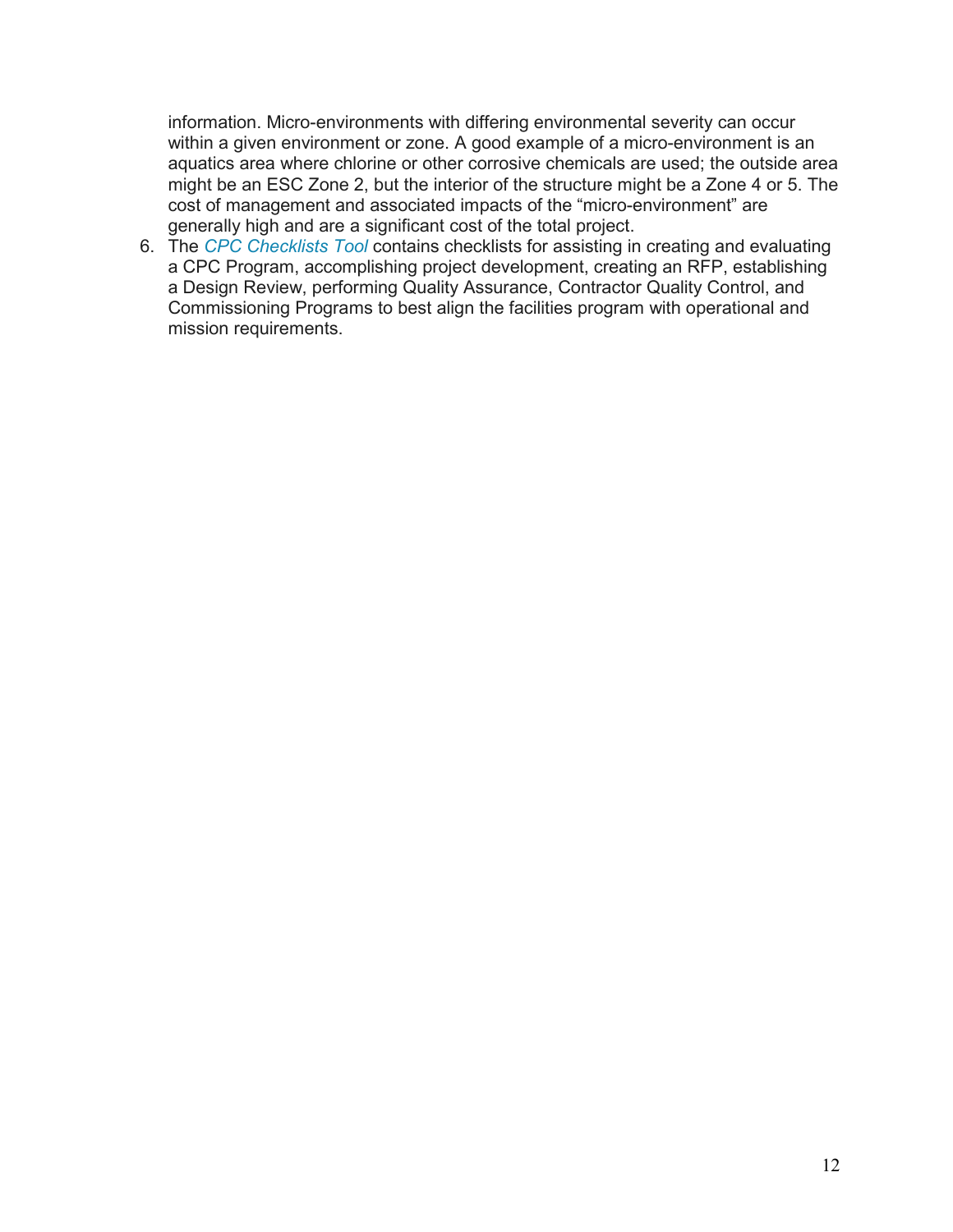information. Micro-environments with differing environmental severity can occur within a given environment or zone. A good example of a micro-environment is an aquatics area where chlorine or other corrosive chemicals are used; the outside area might be an ESC Zone 2, but the interior of the structure might be a Zone 4 or 5. The cost of management and associated impacts of the “micro-environment” are generally high and are a significant cost of the total project.

6. The *CPC Checklists Tool* contains checklists for assisting in creating and evaluating a CPC Program, accomplishing project development, creating an RFP, establishing a Design Review, performing Quality Assurance, Contractor Quality Control, and Commissioning Programs to best align the facilities program with operational and mission requirements.